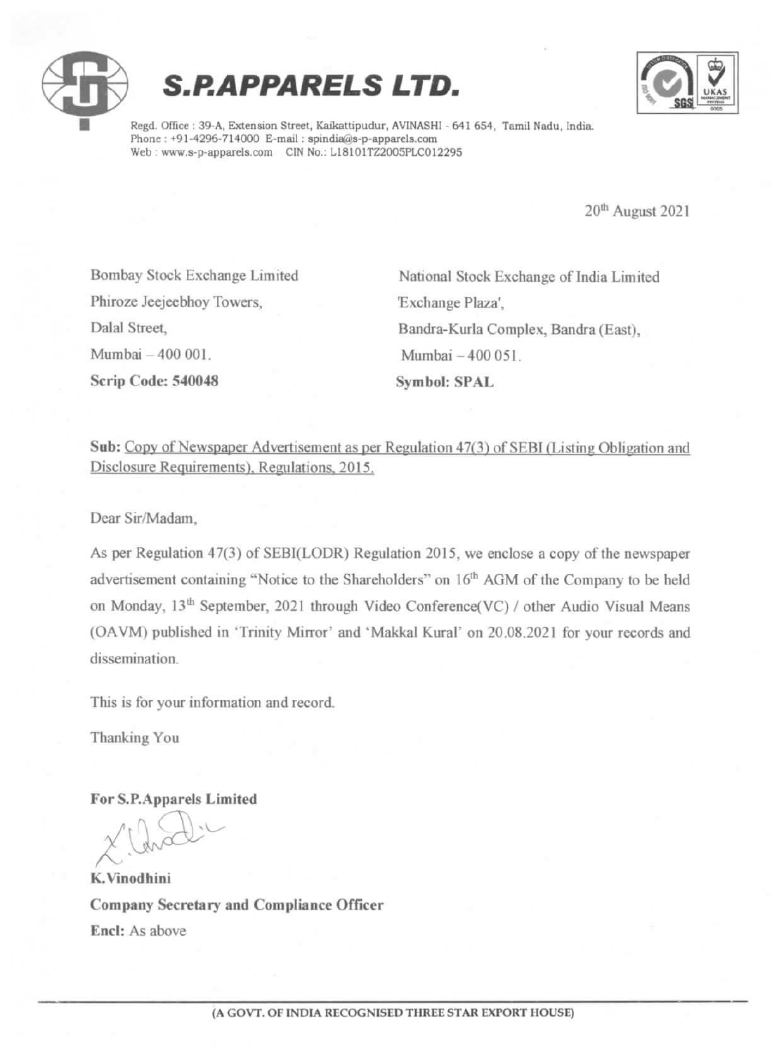# S.P.APPARELS LTD.

Regd. Office : 39-A, Extension Street, Kaikattipudur, AVINASHI - 641 654, Tamil Nadu, India.
Phone : +91-4296-714000 E-mail : spindia@s-p-apparels.com
Web : www.s-p-apparels.com CIN No.: L18101TZ2005PLC012295

20th August 2021

Bombay Stock Exchange Limited
Phiroze Jeejeebhoy Towers,
Dalal Street,
Mumbai – 400 001.
**Scrip Code: 540048**

National Stock Exchange of India Limited
'Exchange Plaza',
Bandra-Kurla Complex, Bandra (East),
Mumbai – 400 051.
**Symbol: SPAL**

**Sub:** Copy of Newspaper Advertisement as per Regulation 47(3) of SEBI (Listing Obligation and Disclosure Requirements), Regulations, 2015.

Dear Sir/Madam,

As per Regulation 47(3) of SEBI(LODR) Regulation 2015, we enclose a copy of the newspaper advertisement containing "Notice to the Shareholders" on 16th AGM of the Company to be held on Monday, 13th September, 2021 through Video Conference(VC) / other Audio Visual Means (OAVM) published in 'Trinity Mirror' and 'Makkal Kural' on 20.08.2021 for your records and dissemination.

This is for your information and record.

Thanking You

**For S.P.Apparels Limited**

**K.Vinodhini**
**Company Secretary and Compliance Officer**
**Encl:** As above

(A GOVT. OF INDIA RECOGNISED THREE STAR EXPORT HOUSE)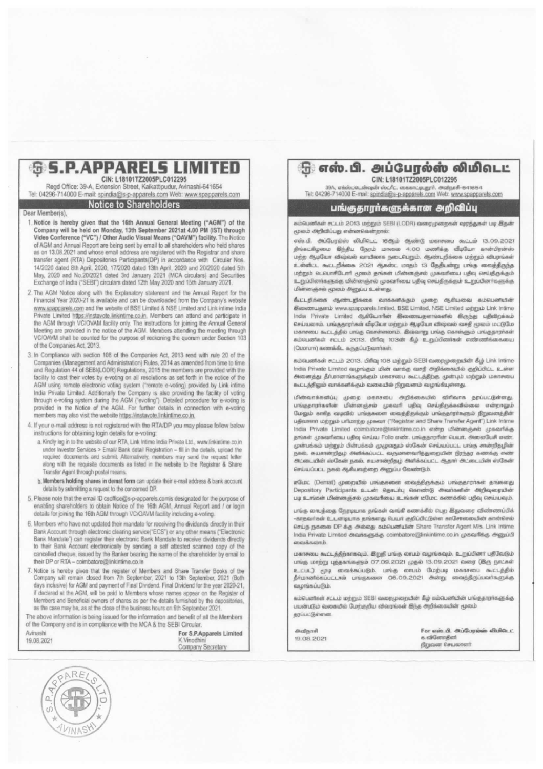# S.P.APPARELS LIMITED

CIN: L18101TZ2005PLC012295

Regd Office: 39-A, Extension Street, Kaikattipudur, Avinashi-641654

Tel: 04296-714000 E-mail: spindia@s-p-apparels.com Web: www.spapparels.com

## Notice to Shareholders

Dear Member(s),

1. **Notice is hereby given that the 16th Annual General Meeting ("AGM") of the Company will be held on Monday, 13th September 2021at 4.00 PM (IST) through Video Conference ("VC") / Other Audio Visual Means ("OAVM") facility.** The Notice of AGM and Annual Report are being sent by email to all shareholders who held shares as on 13.08.2021 and whose email address are registered with the Registrar and share transfer agent (RTA) Depositories Participants(DP) in accordance with Circular Nos. 14/2020 dated 8th April, 2020, 17/2020 dated 13th April, 2020 and 20/2020 dated 5th May, 2020 and No.20/2021 dated 3rd January 2021 (MCA circulars) and Securities Exchange of India ("SEBI") circulars dated 12th May 2020 and 15th January 2021.
2. The AGM Notice along with the Explanatory statement and the Annual Report for the Financial Year 2020-21 is available and can be downloaded from the Company's website www.spapparels.com and the website of BSE Limited & NSE Limited and Link intime India Private Limited https://instavote.linkintime.co.in. Members can attend and participate in the AGM through VC/OVAM facility only. The instructions for joining the Annual General Meeting are provided in the notice of the AGM. Members attending the meeting through VC/OAVM shall be counted for the purpose of reckoning the quorum under Section 103 of the Companies Act, 2013.
3. In Compliance with section 108 of the Companies Act, 2013 read with rule 20 of the Companies (Management and Administration) Rules, 2014 as amended from time to time and Regulation 44 of SEBI(LODR) Regulations, 2015 the members are provided with the facility to cast their votes by e-voting on all resolutions as set forth in the notice of the AGM using remote electronic voting system ("remote e-voting") provided by Link intime India Private Limited. Additionally the Company is also providing the facility of voting through e-voting system during the AGM ("evoting"). Detailed procedure for e-voting is provided in the Notice of the AGM. For further details in connection with e-voting members may also visit the website https://instavote.linkintime.co.in.
4. If your e-mail address is not registered with the RTA/DP you may please follow below instructions for obtaining login details for e-voting:
   a. Kindly log in to the website of our RTA, Link Intime India Private Ltd., www.linkintime.co.in under Investor Services > Email/ Bank detail Registration – fill in the details, upload the required documents and submit. Alternatively, members may send the request letter along with the requisite documents as listed in the website to the Registrar & Share Transfer Agent through postal means.
   b. **Members holding shares in demat form** can update their e-mail address & bank account details by submitting a request to the concerned DP.
5. Please note that the email ID csoffice@s-p-apparels.comis designated for the purpose of enabling shareholders to obtain Notice of the 16th AGM, Annual Report and / or login details for joining the 16th AGM through VC/OAVM facility including e-voting.
6. Members who have not updated their mandate for receiving the dividends directly in their Bank Account through electronic clearing service("ECS") or any other means ("Electronic Bank Mandate") can register their electronic Bank Mandate to receive dividends directly to their Bank Account electronically by sending a self attested scanned copy of the cancelled cheque, issued by the Banker bearing the name of the shareholder by email to their DP or RTA – coimbatore@linkintime.co.in
7. Notice is hereby given that the register of Members and Share Transfer Books of the Company will remain closed from 7th September, 2021 to 13th September, 2021 (Both days inclusive) for AGM and payment of Final Dividend. Final Dividend for the year 2020-21, if declared at the AGM, will be paid to Members whose names appear on the Register of Members and Beneficial owners of shares as per the details furnished by the depositories, as the case may be, as at the close of the business hours on 6th September 2021.

The above information is being issued for the information and benefit of all the Members of the Company and is in compliance with the MCA & the SEBI Circular.

Avinashi
19.08.2021

For S.P.Apparels Limited
K.Vinodhini
Company Secretary

# எஸ்.பி. அப்பேரல்ஸ் லிமிடெட்

CIN: L18101TZ2005PLC012295

39A, எக்ஸ்டென்ஷன் ஸ்ட்ரீட், கைகாட்டிபுதூர், அவிநாசி-641654

Tel: 04296-714000 E-mail: spindia@s-p-apparels.com Web: www.spapparels.com

## பங்குதாரர்களுக்கான அறிவிப்பு

கம்பெனிகள் சட்டம் 2013 மற்றும் SEBI (LODR) வரைமுறைகள் ஷரத்துகள் படி இதன் மூலம் அறிவிப்பது என்னவென்றால்:

எஸ்.பி. அப்பேரல்ஸ் லிமிடெட் 16ஆம் ஆண்டு மகாசபை கூட்டம் 13.09.2021 திங்கட்கிழமை இந்திய நேரம் மாலை 4.00 மணிக்கு வீடியோ கான்பிரன்ஸ் மற்ற ஆடியோ விஷ்வல் வாயிலாக நடைபெறும். ஆண்டறிக்கை மற்றும் விபரங்கள் உள்ளிட்ட கூட்டறிக்கை 2021 ஆகஸ்ட் மாதம் 13 தேதியன்று பங்கு வைத்திருந்த மற்றும் டெபாசிட்டரி மூலம் தங்கள் மின்னஞ்சல் முகவரியை பதிவு செய்திருக்கும் உறுப்பினர்களுக்கு மின்னஞ்சல் முகவரியை பதிவு செய்திருக்கும் உறுப்பினர்களுக்கு மின்னஞ்சல் மூலம் அனுப்ப உள்ளது.

கூட்டறிக்கை ஆண்டறிக்கை வாக்களிக்கும் முறை ஆகியவை கம்பெனியின் இணையதளம் www.spapparels.limited, BSE Limited, NSE Limited மற்றும் Link Intime India Private Limited ஆகியோரின் இணையதளங்களில் இருந்து பதிவிறக்கம் செய்யலாம். பங்குதாரர்கள் வீடியோ மற்றும் ஆடியோ விஷ்வல் வசதி மூலம் மட்டுமே மகாசபை கூட்டத்தில் பங்கு கொள்ளலாம். இவ்வாறு பங்கு கொள்ளும் பங்குதாரர்கள் கம்பெனிகள் சட்டம் 2013, பிரிவு 103ன் கீழ் உறுப்பினர்கள் எண்ணிக்கையை (Quorum) கணக்கிட கருதப்படுவார்கள்.

கம்பெனிகள் சட்டம் 2013, பிரிவு 108 மற்றும் SEBI வரைமுறையின் கீழ் Link Intime India Private Limited வழங்கும் மின் வாக்கு வசதி அறிக்கையில் குறிப்பிட்ட உள்ள அனைத்து தீர்மானங்களுக்கும் மகாசபை கூட்டத்திற்கு முன்பும் மற்றும் மகாசபை கூட்டத்திலும் வாக்களிக்கும் வகையில் நிறுவனம் வழங்கியுள்ளது.

மின்வாக்களிப்பு முறை மகாசபை அறிக்கையில் விரிவாக தரப்பட்டுள்ளது. பங்குதாரர்களின் மின்னஞ்சல் முகவரி பதிவு செய்திருக்கவில்லை என்றாலும் மேலும் காகித வடிவில் பங்குகளை வைத்திருக்கும் பங்குதாரர்களும் நிறுவனத்தின் பதிவாளர் மற்றும் பரிமாற்ற முகவர் ("Registrar and Share Transfer Agent") Link Intime India Private Limited coimbatore@linkintime.co.in என்ற மின்னஞ்சல் முகவரிக்கு தங்கள் முகவரியை பதிவு செய்ய Folio எண், பங்குதாரரின் பெயர், அலைபேசி எண், முன்பக்கம் மற்றும் பின்பக்கம் முழுவதும் ஸ்கேன் செய்யப்பட்ட பங்கு சான்றிதழின் நகல், சுயசான்றிதழ் அளிக்கப்பட்ட வருமானவரித்துறையின் நிரந்தர கணக்கு எண் அட்டையின் ஸ்கேன் நகல், சுயசான்றிதழ் அளிக்கப்பட்ட ஆதார் அட்டையின் ஸ்கேன் செய்யப்பட்ட நகல் ஆகியவற்றை அனுப்ப வேண்டும்.

டீமேட் (Demat) முறையில் பங்குகளை வைத்திருக்கும் பங்குதாரர்கள் தங்களது Depository Participants உடன் தொடர்பு கொண்டு அவர்களின் அறிவுரையின் படி உங்கள் மின்னஞ்சல் முகவரியை உங்கள் டீமேட் கணக்கில் பதிவு செய்யவும்.

பங்கு லாபத்தை நேரடியாக தங்கள் வங்கி கணக்கில் பெற இதுவரை விண்ணப்பிக்காதவர்கள் உடனடியாக தங்களது பெயர் குறிப்பிட்டுள்ள காசோலையின் கான்செல் செய்த நகலை DP க்கு அல்லது கம்பெனியின் Share Transfer Agent M/s. Link Intime India Private Limited அவர்களுக்கு coimbatore@linkintime.co.in முகவரிக்கு அனுப்பி வைக்கலாம்.

மகாசபை கூட்டத்திற்காகவும், இறுதி பங்கு லாபம் வழங்கவும், உறுப்பினர் பதிவேடும் பங்கு மாற்று புத்தகங்களும் 07.09.2021 முதல் 13.09.2021 வரை (இரு நாட்கள் உட்பட) மூடி வைக்கப்படும். பங்கு லாபம் மேற்படி மகாசபை கூட்டத்தில் தீர்மானிக்கப்பட்டால் பங்குகளை 06.09.2021 அன்று வைத்திருப்பவர்களுக்கு வழங்கப்படும்.

கம்பெனிகள் சட்டம் மற்றும் SEBI வரைமுறையின் கீழ் கம்பெனியின் பங்குதாரர்களுக்கு பயன்படும் வகையில் மேற்கூறிய விவரங்கள் இந்த அறிக்கையின் மூலம் தரப்பட்டுள்ளன.

அவிநாசி
19.08.2021

For எஸ்.பி. அப்பேரல்ஸ் லிமிடெட்
க.வினோதினி
நிறுவன செயலாளர்